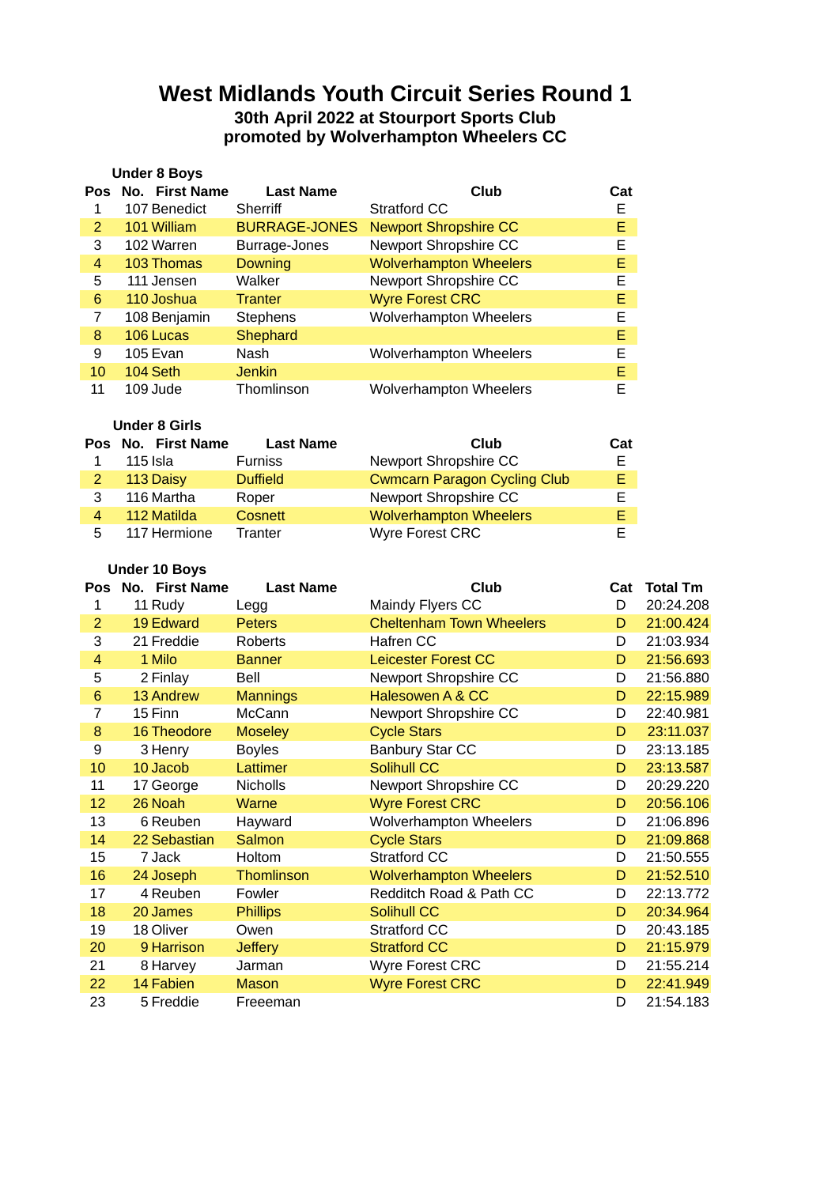# West Midlands Youth Circuit Series Round 1

**30th April 2022 at Stourport Sports Club**

**promoted by Wolverhampton Wheelers CC**

### Under 8 Boys

| Pos | No. | First Name | Last Name | Club | Cat |
|---|---|---|---|---|---|
| 1 | 107 | Benedict | Sherriff | Stratford CC | E |
| 2 | 101 | William | BURRAGE-JONES | Newport Shropshire CC | E |
| 3 | 102 | Warren | Burrage-Jones | Newport Shropshire CC | E |
| 4 | 103 | Thomas | Downing | Wolverhampton Wheelers | E |
| 5 | 111 | Jensen | Walker | Newport Shropshire CC | E |
| 6 | 110 | Joshua | Tranter | Wyre Forest CRC | E |
| 7 | 108 | Benjamin | Stephens | Wolverhampton Wheelers | E |
| 8 | 106 | Lucas | Shephard | | E |
| 9 | 105 | Evan | Nash | Wolverhampton Wheelers | E |
| 10 | 104 | Seth | Jenkin | | E |
| 11 | 109 | Jude | Thomlinson | Wolverhampton Wheelers | E |

### Under 8 Girls

| Pos | No. | First Name | Last Name | Club | Cat |
|---|---|---|---|---|---|
| 1 | 115 | Isla | Furniss | Newport Shropshire CC | E |
| 2 | 113 | Daisy | Duffield | Cwmcarn Paragon Cycling Club | E |
| 3 | 116 | Martha | Roper | Newport Shropshire CC | E |
| 4 | 112 | Matilda | Cosnett | Wolverhampton Wheelers | E |
| 5 | 117 | Hermione | Tranter | Wyre Forest CRC | E |

### Under 10 Boys

| Pos | No. | First Name | Last Name | Club | Cat | Total Tm |
|---|---|---|---|---|---|---|
| 1 | 11 | Rudy | Legg | Maindy Flyers CC | D | 20:24.208 |
| 2 | 19 | Edward | Peters | Cheltenham Town Wheelers | D | 21:00.424 |
| 3 | 21 | Freddie | Roberts | Hafren CC | D | 21:03.934 |
| 4 | 1 | Milo | Banner | Leicester Forest CC | D | 21:56.693 |
| 5 | 2 | Finlay | Bell | Newport Shropshire CC | D | 21:56.880 |
| 6 | 13 | Andrew | Mannings | Halesowen A & CC | D | 22:15.989 |
| 7 | 15 | Finn | McCann | Newport Shropshire CC | D | 22:40.981 |
| 8 | 16 | Theodore | Moseley | Cycle Stars | D | 23:11.037 |
| 9 | 3 | Henry | Boyles | Banbury Star CC | D | 23:13.185 |
| 10 | 10 | Jacob | Lattimer | Solihull CC | D | 23:13.587 |
| 11 | 17 | George | Nicholls | Newport Shropshire CC | D | 20:29.220 |
| 12 | 26 | Noah | Warne | Wyre Forest CRC | D | 20:56.106 |
| 13 | 6 | Reuben | Hayward | Wolverhampton Wheelers | D | 21:06.896 |
| 14 | 22 | Sebastian | Salmon | Cycle Stars | D | 21:09.868 |
| 15 | 7 | Jack | Holtom | Stratford CC | D | 21:50.555 |
| 16 | 24 | Joseph | Thomlinson | Wolverhampton Wheelers | D | 21:52.510 |
| 17 | 4 | Reuben | Fowler | Redditch Road & Path CC | D | 22:13.772 |
| 18 | 20 | James | Phillips | Solihull CC | D | 20:34.964 |
| 19 | 18 | Oliver | Owen | Stratford CC | D | 20:43.185 |
| 20 | 9 | Harrison | Jeffery | Stratford CC | D | 21:15.979 |
| 21 | 8 | Harvey | Jarman | Wyre Forest CRC | D | 21:55.214 |
| 22 | 14 | Fabien | Mason | Wyre Forest CRC | D | 22:41.949 |
| 23 | 5 | Freddie | Freeeman | | D | 21:54.183 |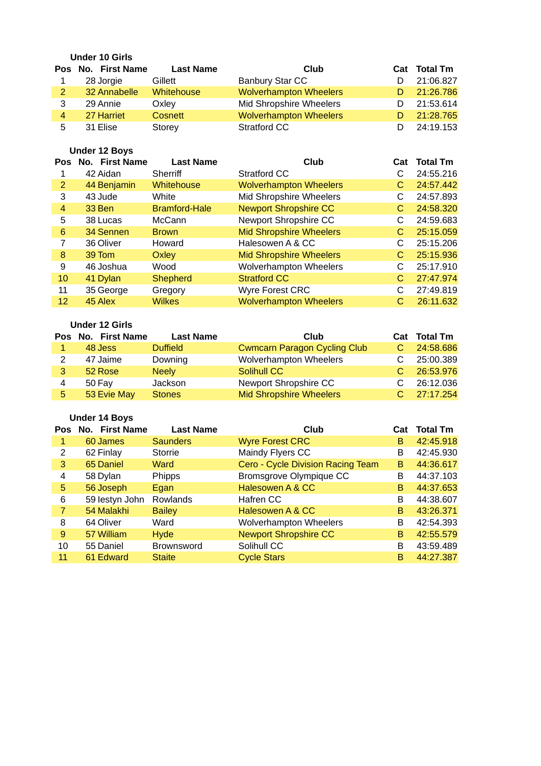### Under 10 Girls

| Pos | No. | First Name | Last Name | Club | Cat | Total Tm |
|---|---|---|---|---|---|---|
| 1 | 28 | Jorgie | Gillett | Banbury Star CC | D | 21:06.827 |
| 2 | 32 | Annabelle | Whitehouse | Wolverhampton Wheelers | D | 21:26.786 |
| 3 | 29 | Annie | Oxley | Mid Shropshire Wheelers | D | 21:53.614 |
| 4 | 27 | Harriet | Cosnett | Wolverhampton Wheelers | D | 21:28.765 |
| 5 | 31 | Elise | Storey | Stratford CC | D | 24:19.153 |

### Under 12 Boys

| Pos | No. | First Name | Last Name | Club | Cat | Total Tm |
|---|---|---|---|---|---|---|
| 1 | 42 | Aidan | Sherriff | Stratford CC | C | 24:55.216 |
| 2 | 44 | Benjamin | Whitehouse | Wolverhampton Wheelers | C | 24:57.442 |
| 3 | 43 | Jude | White | Mid Shropshire Wheelers | C | 24:57.893 |
| 4 | 33 | Ben | Bramford-Hale | Newport Shropshire CC | C | 24:58.320 |
| 5 | 38 | Lucas | McCann | Newport Shropshire CC | C | 24:59.683 |
| 6 | 34 | Sennen | Brown | Mid Shropshire Wheelers | C | 25:15.059 |
| 7 | 36 | Oliver | Howard | Halesowen A & CC | C | 25:15.206 |
| 8 | 39 | Tom | Oxley | Mid Shropshire Wheelers | C | 25:15.936 |
| 9 | 46 | Joshua | Wood | Wolverhampton Wheelers | C | 25:17.910 |
| 10 | 41 | Dylan | Shepherd | Stratford CC | C | 27:47.974 |
| 11 | 35 | George | Gregory | Wyre Forest CRC | C | 27:49.819 |
| 12 | 45 | Alex | Wilkes | Wolverhampton Wheelers | C | 26:11.632 |

### Under 12 Girls

| Pos | No. | First Name | Last Name | Club | Cat | Total Tm |
|---|---|---|---|---|---|---|
| 1 | 48 | Jess | Duffield | Cwmcarn Paragon Cycling Club | C | 24:58.686 |
| 2 | 47 | Jaime | Downing | Wolverhampton Wheelers | C | 25:00.389 |
| 3 | 52 | Rose | Neely | Solihull CC | C | 26:53.976 |
| 4 | 50 | Fay | Jackson | Newport Shropshire CC | C | 26:12.036 |
| 5 | 53 | Evie May | Stones | Mid Shropshire Wheelers | C | 27:17.254 |

### Under 14 Boys

| Pos | No. | First Name | Last Name | Club | Cat | Total Tm |
|---|---|---|---|---|---|---|
| 1 | 60 | James | Saunders | Wyre Forest CRC | B | 42:45.918 |
| 2 | 62 | Finlay | Storrie | Maindy Flyers CC | B | 42:45.930 |
| 3 | 65 | Daniel | Ward | Cero - Cycle Division Racing Team | B | 44:36.617 |
| 4 | 58 | Dylan | Phipps | Bromsgrove Olympique CC | B | 44:37.103 |
| 5 | 56 | Joseph | Egan | Halesowen A & CC | B | 44:37.653 |
| 6 | 59 | Iestyn John | Rowlands | Hafren CC | B | 44:38.607 |
| 7 | 54 | Malakhi | Bailey | Halesowen A & CC | B | 43:26.371 |
| 8 | 64 | Oliver | Ward | Wolverhampton Wheelers | B | 42:54.393 |
| 9 | 57 | William | Hyde | Newport Shropshire CC | B | 42:55.579 |
| 10 | 55 | Daniel | Brownsword | Solihull CC | B | 43:59.489 |
| 11 | 61 | Edward | Staite | Cycle Stars | B | 44:27.387 |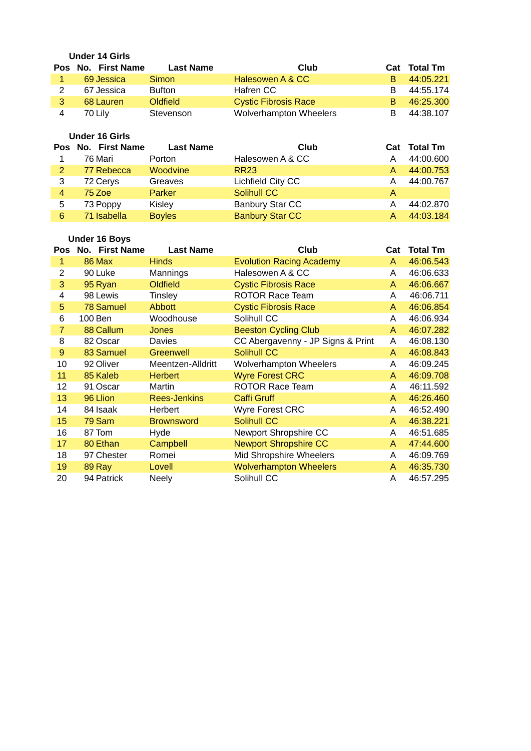### Under 14 Girls

| Pos | No. | First Name | Last Name | Club | Cat | Total Tm |
|---|---|---|---|---|---|---|
| 1 | 69 | Jessica | Simon | Halesowen A & CC | B | 44:05.221 |
| 2 | 67 | Jessica | Bufton | Hafren CC | B | 44:55.174 |
| 3 | 68 | Lauren | Oldfield | Cystic Fibrosis Race | B | 46:25.300 |
| 4 | 70 | Lily | Stevenson | Wolverhampton Wheelers | B | 44:38.107 |

### Under 16 Girls

| Pos | No. | First Name | Last Name | Club | Cat | Total Tm |
|---|---|---|---|---|---|---|
| 1 | 76 | Mari | Porton | Halesowen A & CC | A | 44:00.600 |
| 2 | 77 | Rebecca | Woodvine | RR23 | A | 44:00.753 |
| 3 | 72 | Cerys | Greaves | Lichfield City CC | A | 44:00.767 |
| 4 | 75 | Zoe | Parker | Solihull CC | A | |
| 5 | 73 | Poppy | Kisley | Banbury Star CC | A | 44:02.870 |
| 6 | 71 | Isabella | Boyles | Banbury Star CC | A | 44:03.184 |

### Under 16 Boys

| Pos | No. | First Name | Last Name | Club | Cat | Total Tm |
|---|---|---|---|---|---|---|
| 1 | 86 | Max | Hinds | Evolution Racing Academy | A | 46:06.543 |
| 2 | 90 | Luke | Mannings | Halesowen A & CC | A | 46:06.633 |
| 3 | 95 | Ryan | Oldfield | Cystic Fibrosis Race | A | 46:06.667 |
| 4 | 98 | Lewis | Tinsley | ROTOR Race Team | A | 46:06.711 |
| 5 | 78 | Samuel | Abbott | Cystic Fibrosis Race | A | 46:06.854 |
| 6 | 100 | Ben | Woodhouse | Solihull CC | A | 46:06.934 |
| 7 | 88 | Callum | Jones | Beeston Cycling Club | A | 46:07.282 |
| 8 | 82 | Oscar | Davies | CC Abergavenny - JP Signs & Print | A | 46:08.130 |
| 9 | 83 | Samuel | Greenwell | Solihull CC | A | 46:08.843 |
| 10 | 92 | Oliver | Meentzen-Alldritt | Wolverhampton Wheelers | A | 46:09.245 |
| 11 | 85 | Kaleb | Herbert | Wyre Forest CRC | A | 46:09.708 |
| 12 | 91 | Oscar | Martin | ROTOR Race Team | A | 46:11.592 |
| 13 | 96 | Llion | Rees-Jenkins | Caffi Gruff | A | 46:26.460 |
| 14 | 84 | Isaak | Herbert | Wyre Forest CRC | A | 46:52.490 |
| 15 | 79 | Sam | Brownsword | Solihull CC | A | 46:38.221 |
| 16 | 87 | Tom | Hyde | Newport Shropshire CC | A | 46:51.685 |
| 17 | 80 | Ethan | Campbell | Newport Shropshire CC | A | 47:44.600 |
| 18 | 97 | Chester | Romei | Mid Shropshire Wheelers | A | 46:09.769 |
| 19 | 89 | Ray | Lovell | Wolverhampton Wheelers | A | 46:35.730 |
| 20 | 94 | Patrick | Neely | Solihull CC | A | 46:57.295 |